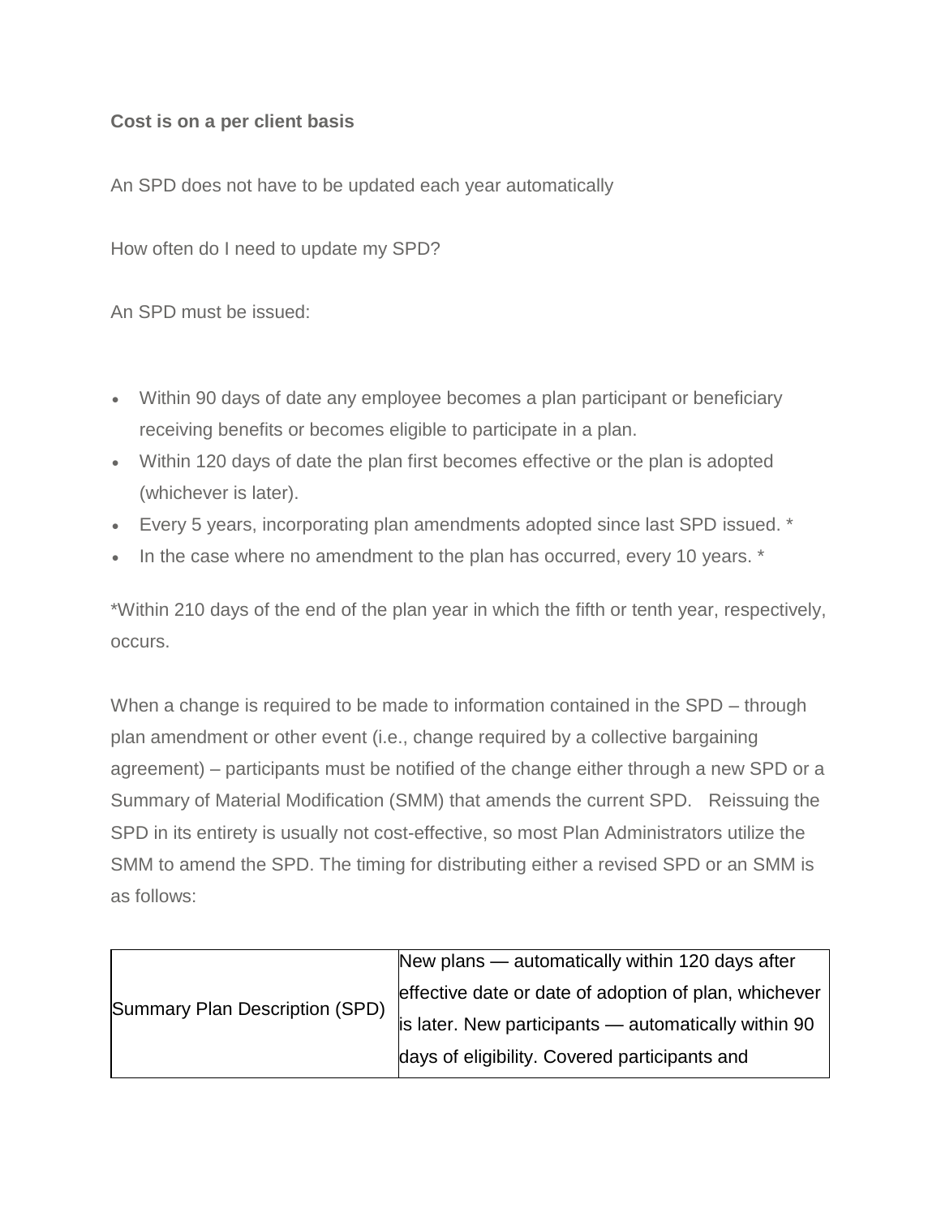**Cost is on a per client basis**

An SPD does not have to be updated each year automatically

How often do I need to update my SPD?

An SPD must be issued:

- Within 90 days of date any employee becomes a plan participant or beneficiary receiving benefits or becomes eligible to participate in a plan.
- Within 120 days of date the plan first becomes effective or the plan is adopted (whichever is later).
- Every 5 years, incorporating plan amendments adopted since last SPD issued. *
- In the case where no amendment to the plan has occurred, every 10 years. *

*Within 210 days of the end of the plan year in which the fifth or tenth year, respectively, occurs.

When a change is required to be made to information contained in the SPD – through plan amendment or other event (i.e., change required by a collective bargaining agreement) – participants must be notified of the change either through a new SPD or a Summary of Material Modification (SMM) that amends the current SPD. Reissuing the SPD in its entirety is usually not cost-effective, so most Plan Administrators utilize the SMM to amend the SPD. The timing for distributing either a revised SPD or an SMM is as follows:

| | |
|---|---|
| Summary Plan Description (SPD) | New plans — automatically within 120 days after effective date or date of adoption of plan, whichever is later. New participants — automatically within 90 days of eligibility. Covered participants and |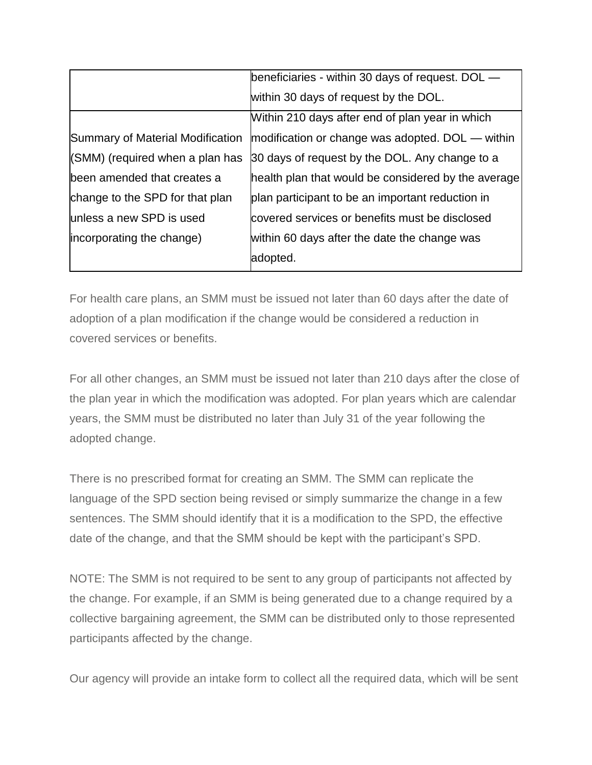| | |
|---|---|
| | beneficiaries - within 30 days of request. DOL — within 30 days of request by the DOL. |
| Summary of Material Modification (SMM) (required when a plan has been amended that creates a change to the SPD for that plan unless a new SPD is used incorporating the change) | Within 210 days after end of plan year in which modification or change was adopted. DOL — within 30 days of request by the DOL. Any change to a health plan that would be considered by the average plan participant to be an important reduction in covered services or benefits must be disclosed within 60 days after the date the change was adopted. |

For health care plans, an SMM must be issued not later than 60 days after the date of adoption of a plan modification if the change would be considered a reduction in covered services or benefits.

For all other changes, an SMM must be issued not later than 210 days after the close of the plan year in which the modification was adopted. For plan years which are calendar years, the SMM must be distributed no later than July 31 of the year following the adopted change.

There is no prescribed format for creating an SMM. The SMM can replicate the language of the SPD section being revised or simply summarize the change in a few sentences. The SMM should identify that it is a modification to the SPD, the effective date of the change, and that the SMM should be kept with the participant's SPD.

NOTE: The SMM is not required to be sent to any group of participants not affected by the change. For example, if an SMM is being generated due to a change required by a collective bargaining agreement, the SMM can be distributed only to those represented participants affected by the change.

Our agency will provide an intake form to collect all the required data, which will be sent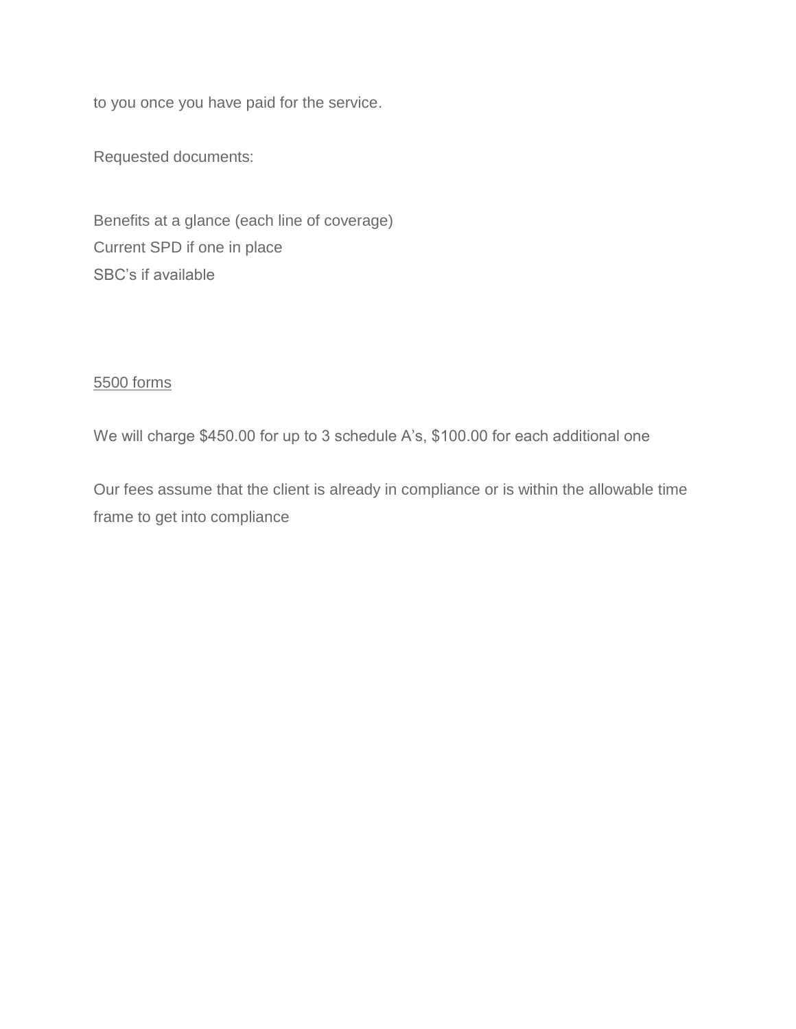to you once you have paid for the service.

Requested documents:

Benefits at a glance (each line of coverage)
Current SPD if one in place
SBC's if available

<u>5500 forms</u>

We will charge $450.00 for up to 3 schedule A's, $100.00 for each additional one

Our fees assume that the client is already in compliance or is within the allowable time frame to get into compliance